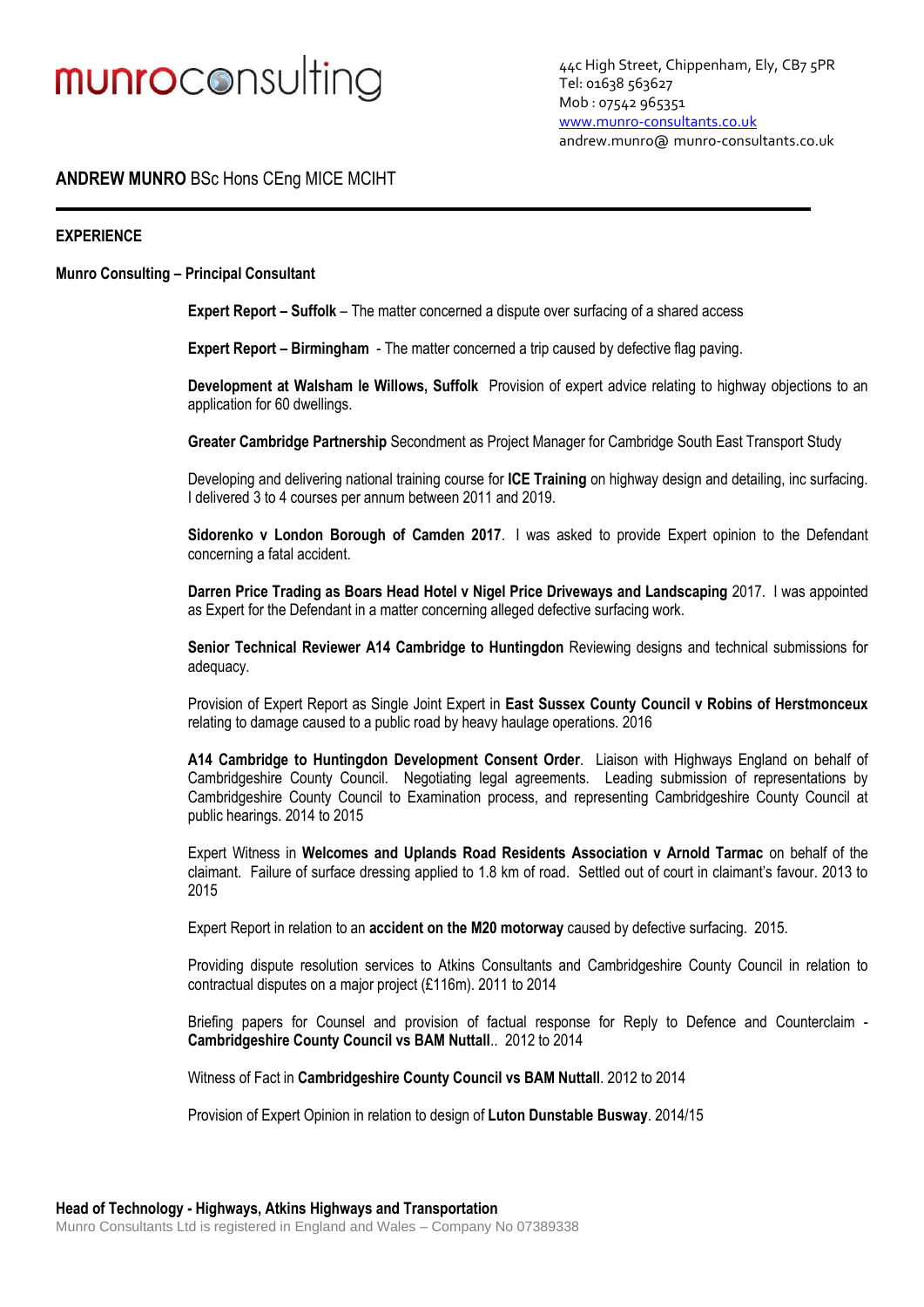munroconsulting

44c High Street, Chippenham, Ely, CB7 5PR
Tel: 01638 563627
Mob : 07542 965351
www.munro-consultants.co.uk
andrew.munro@ munro-consultants.co.uk

**ANDREW MUNRO** BSc Hons CEng MICE MCIHT

---

**EXPERIENCE**

**Munro Consulting – Principal Consultant**

**Expert Report – Suffolk** – The matter concerned a dispute over surfacing of a shared access

**Expert Report – Birmingham** - The matter concerned a trip caused by defective flag paving.

**Development at Walsham le Willows, Suffolk** Provision of expert advice relating to highway objections to an application for 60 dwellings.

**Greater Cambridge Partnership** Secondment as Project Manager for Cambridge South East Transport Study

Developing and delivering national training course for **ICE Training** on highway design and detailing, inc surfacing. I delivered 3 to 4 courses per annum between 2011 and 2019.

**Sidorenko v London Borough of Camden 2017**. I was asked to provide Expert opinion to the Defendant concerning a fatal accident.

**Darren Price Trading as Boars Head Hotel v Nigel Price Driveways and Landscaping** 2017. I was appointed as Expert for the Defendant in a matter concerning alleged defective surfacing work.

**Senior Technical Reviewer A14 Cambridge to Huntingdon** Reviewing designs and technical submissions for adequacy.

Provision of Expert Report as Single Joint Expert in **East Sussex County Council v Robins of Herstmonceux** relating to damage caused to a public road by heavy haulage operations. 2016

**A14 Cambridge to Huntingdon Development Consent Order**. Liaison with Highways England on behalf of Cambridgeshire County Council. Negotiating legal agreements. Leading submission of representations by Cambridgeshire County Council to Examination process, and representing Cambridgeshire County Council at public hearings. 2014 to 2015

Expert Witness in **Welcomes and Uplands Road Residents Association v Arnold Tarmac** on behalf of the claimant. Failure of surface dressing applied to 1.8 km of road. Settled out of court in claimant's favour. 2013 to 2015

Expert Report in relation to an **accident on the M20 motorway** caused by defective surfacing. 2015.

Providing dispute resolution services to Atkins Consultants and Cambridgeshire County Council in relation to contractual disputes on a major project (£116m). 2011 to 2014

Briefing papers for Counsel and provision of factual response for Reply to Defence and Counterclaim - **Cambridgeshire County Council vs BAM Nuttall**.. 2012 to 2014

Witness of Fact in **Cambridgeshire County Council vs BAM Nuttall**. 2012 to 2014

Provision of Expert Opinion in relation to design of **Luton Dunstable Busway**. 2014/15

**Head of Technology - Highways, Atkins Highways and Transportation**

Munro Consultants Ltd is registered in England and Wales – Company No 07389338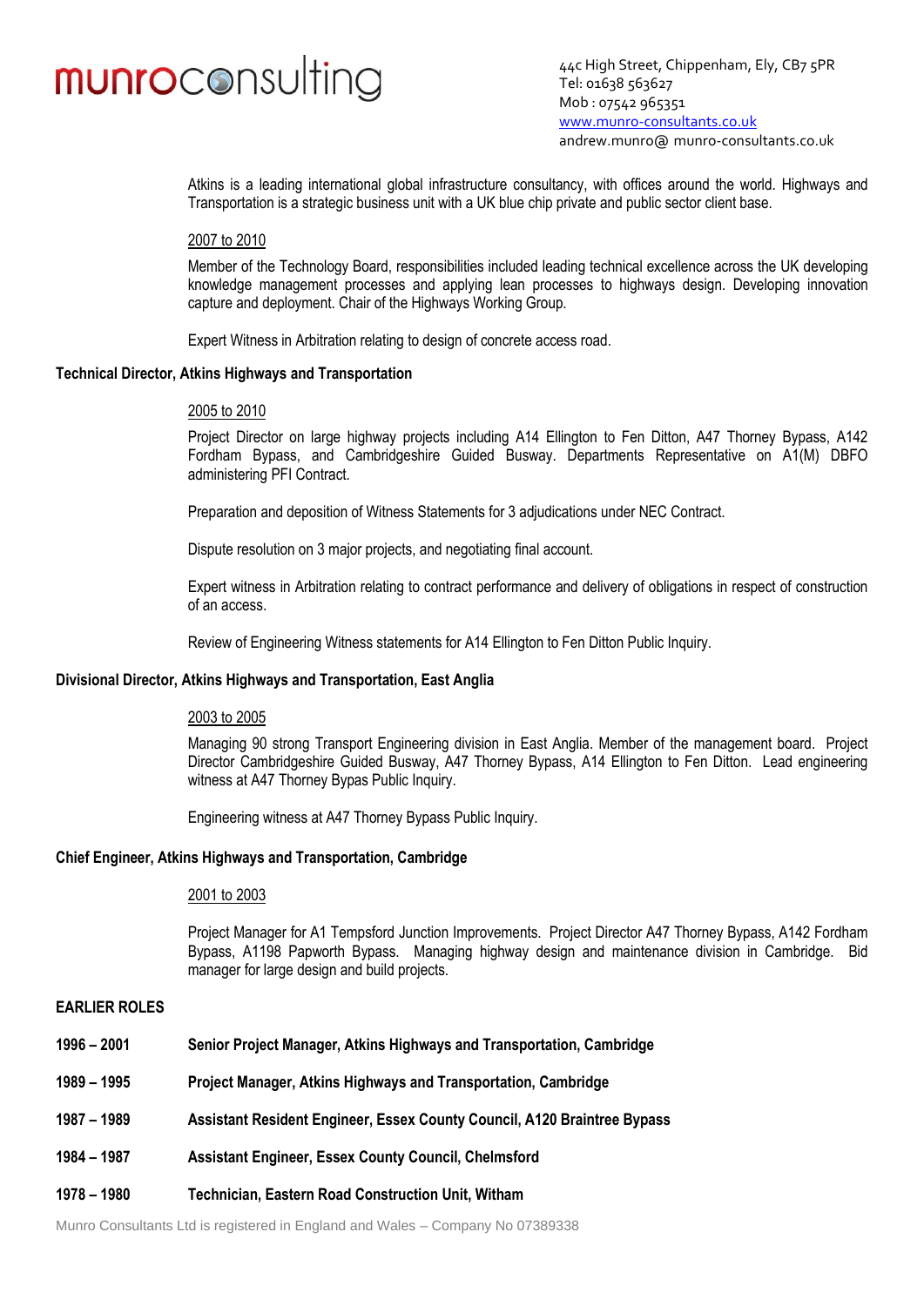munroconsulting

44c High Street, Chippenham, Ely, CB7 5PR
Tel: 01638 563627
Mob : 07542 965351
www.munro-consultants.co.uk
andrew.munro@ munro-consultants.co.uk

Atkins is a leading international global infrastructure consultancy, with offices around the world. Highways and Transportation is a strategic business unit with a UK blue chip private and public sector client base.

2007 to 2010

Member of the Technology Board, responsibilities included leading technical excellence across the UK developing knowledge management processes and applying lean processes to highways design. Developing innovation capture and deployment. Chair of the Highways Working Group.

Expert Witness in Arbitration relating to design of concrete access road.

**Technical Director, Atkins Highways and Transportation**

2005 to 2010

Project Director on large highway projects including A14 Ellington to Fen Ditton, A47 Thorney Bypass, A142 Fordham Bypass, and Cambridgeshire Guided Busway. Departments Representative on A1(M) DBFO administering PFI Contract.

Preparation and deposition of Witness Statements for 3 adjudications under NEC Contract.

Dispute resolution on 3 major projects, and negotiating final account.

Expert witness in Arbitration relating to contract performance and delivery of obligations in respect of construction of an access.

Review of Engineering Witness statements for A14 Ellington to Fen Ditton Public Inquiry.

**Divisional Director, Atkins Highways and Transportation, East Anglia**

2003 to 2005

Managing 90 strong Transport Engineering division in East Anglia. Member of the management board. Project Director Cambridgeshire Guided Busway, A47 Thorney Bypass, A14 Ellington to Fen Ditton. Lead engineering witness at A47 Thorney Bypas Public Inquiry.

Engineering witness at A47 Thorney Bypass Public Inquiry.

**Chief Engineer, Atkins Highways and Transportation, Cambridge**

2001 to 2003

Project Manager for A1 Tempsford Junction Improvements. Project Director A47 Thorney Bypass, A142 Fordham Bypass, A1198 Papworth Bypass. Managing highway design and maintenance division in Cambridge. Bid manager for large design and build projects.

**EARLIER ROLES**

**1996 – 2001** **Senior Project Manager, Atkins Highways and Transportation, Cambridge**

**1989 – 1995** **Project Manager, Atkins Highways and Transportation, Cambridge**

**1987 – 1989** **Assistant Resident Engineer, Essex County Council, A120 Braintree Bypass**

**1984 – 1987** **Assistant Engineer, Essex County Council, Chelmsford**

**1978 – 1980** **Technician, Eastern Road Construction Unit, Witham**

Munro Consultants Ltd is registered in England and Wales – Company No 07389338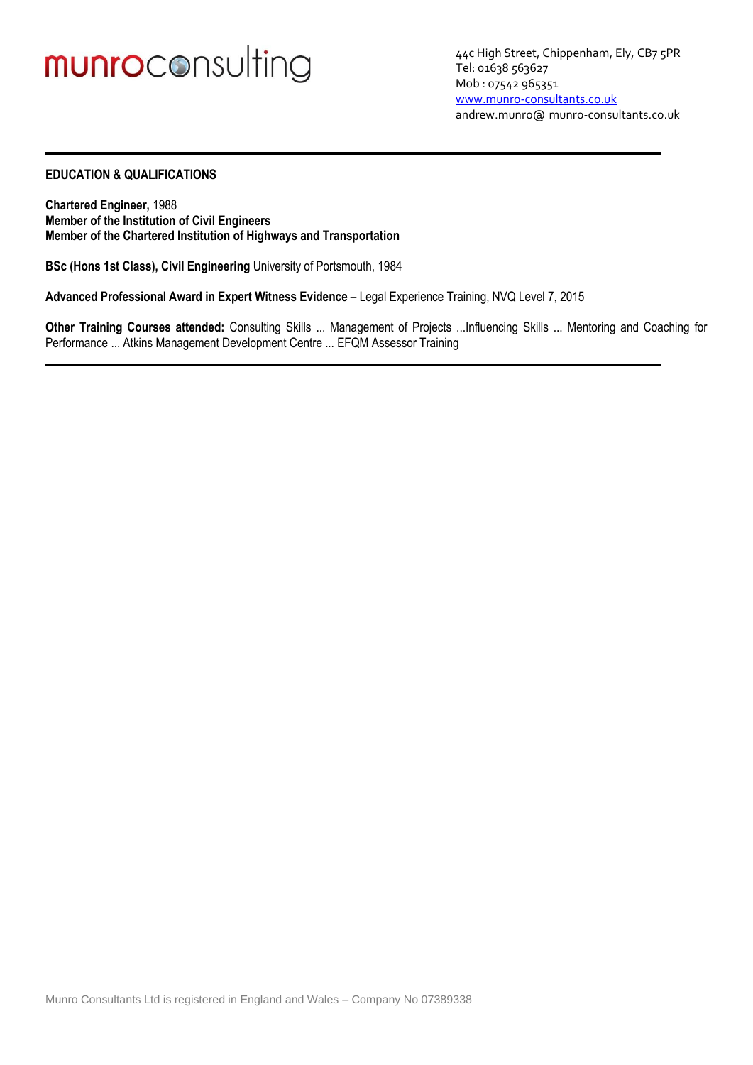munroconsulting

44c High Street, Chippenham, Ely, CB7 5PR
Tel: 01638 563627
Mob : 07542 965351
www.munro-consultants.co.uk
andrew.munro@ munro-consultants.co.uk

---

## EDUCATION & QUALIFICATIONS

**Chartered Engineer,** 1988
**Member of the Institution of Civil Engineers**
**Member of the Chartered Institution of Highways and Transportation**

**BSc (Hons 1st Class), Civil Engineering** University of Portsmouth, 1984

**Advanced Professional Award in Expert Witness Evidence** – Legal Experience Training, NVQ Level 7, 2015

**Other Training Courses attended:** Consulting Skills ... Management of Projects ...Influencing Skills ... Mentoring and Coaching for Performance ... Atkins Management Development Centre ... EFQM Assessor Training

---

Munro Consultants Ltd is registered in England and Wales – Company No 07389338